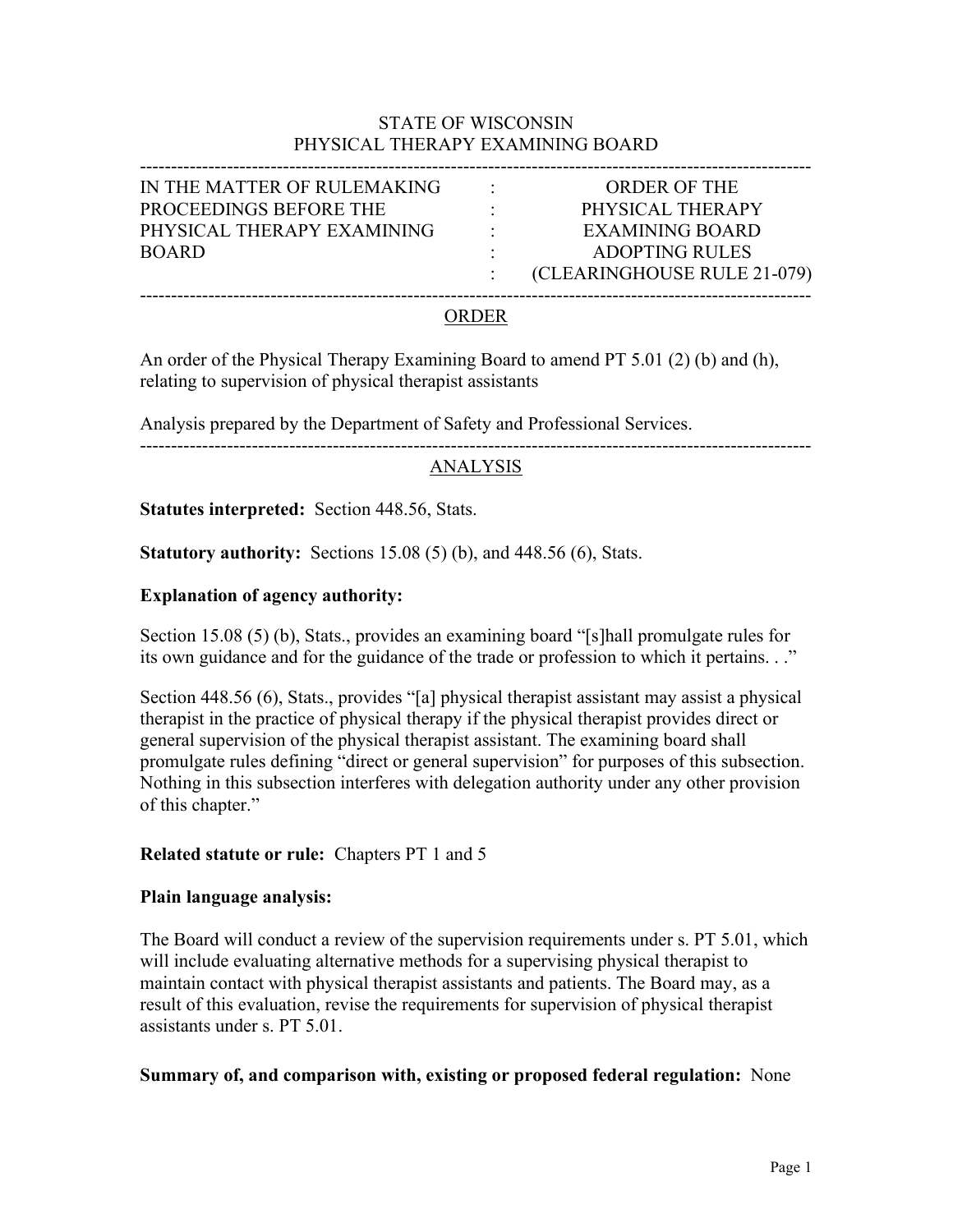STATE OF WISCONSIN
PHYSICAL THERAPY EXAMINING BOARD

---

| IN THE MATTER OF RULEMAKING PROCEEDINGS BEFORE THE PHYSICAL THERAPY EXAMINING BOARD | : | ORDER OF THE PHYSICAL THERAPY EXAMINING BOARD ADOPTING RULES (CLEARINGHOUSE RULE 21-079) |
| --- | --- | --- |

---

## ORDER

An order of the Physical Therapy Examining Board to amend PT 5.01 (2) (b) and (h), relating to supervision of physical therapist assistants

Analysis prepared by the Department of Safety and Professional Services.

---

## ANALYSIS

**Statutes interpreted:** Section 448.56, Stats.

**Statutory authority:** Sections 15.08 (5) (b), and 448.56 (6), Stats.

**Explanation of agency authority:**

Section 15.08 (5) (b), Stats., provides an examining board "[s]hall promulgate rules for its own guidance and for the guidance of the trade or profession to which it pertains. . ."

Section 448.56 (6), Stats., provides "[a] physical therapist assistant may assist a physical therapist in the practice of physical therapy if the physical therapist provides direct or general supervision of the physical therapist assistant. The examining board shall promulgate rules defining "direct or general supervision" for purposes of this subsection. Nothing in this subsection interferes with delegation authority under any other provision of this chapter."

**Related statute or rule:** Chapters PT 1 and 5

**Plain language analysis:**

The Board will conduct a review of the supervision requirements under s. PT 5.01, which will include evaluating alternative methods for a supervising physical therapist to maintain contact with physical therapist assistants and patients. The Board may, as a result of this evaluation, revise the requirements for supervision of physical therapist assistants under s. PT 5.01.

**Summary of, and comparison with, existing or proposed federal regulation:** None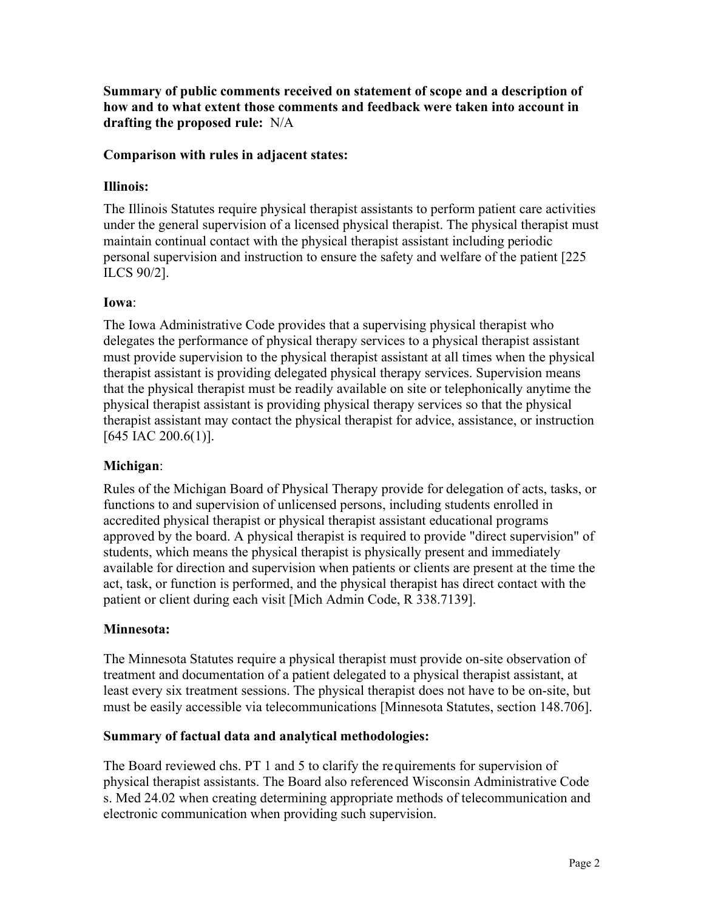**Summary of public comments received on statement of scope and a description of how and to what extent those comments and feedback were taken into account in drafting the proposed rule:** N/A

**Comparison with rules in adjacent states:**

**Illinois:**

The Illinois Statutes require physical therapist assistants to perform patient care activities under the general supervision of a licensed physical therapist. The physical therapist must maintain continual contact with the physical therapist assistant including periodic personal supervision and instruction to ensure the safety and welfare of the patient [225 ILCS 90/2].

**Iowa**:

The Iowa Administrative Code provides that a supervising physical therapist who delegates the performance of physical therapy services to a physical therapist assistant must provide supervision to the physical therapist assistant at all times when the physical therapist assistant is providing delegated physical therapy services. Supervision means that the physical therapist must be readily available on site or telephonically anytime the physical therapist assistant is providing physical therapy services so that the physical therapist assistant may contact the physical therapist for advice, assistance, or instruction [645 IAC 200.6(1)].

**Michigan**:

Rules of the Michigan Board of Physical Therapy provide for delegation of acts, tasks, or functions to and supervision of unlicensed persons, including students enrolled in accredited physical therapist or physical therapist assistant educational programs approved by the board. A physical therapist is required to provide "direct supervision" of students, which means the physical therapist is physically present and immediately available for direction and supervision when patients or clients are present at the time the act, task, or function is performed, and the physical therapist has direct contact with the patient or client during each visit [Mich Admin Code, R 338.7139].

**Minnesota:**

The Minnesota Statutes require a physical therapist must provide on-site observation of treatment and documentation of a patient delegated to a physical therapist assistant, at least every six treatment sessions. The physical therapist does not have to be on-site, but must be easily accessible via telecommunications [Minnesota Statutes, section 148.706].

**Summary of factual data and analytical methodologies:**

The Board reviewed chs. PT 1 and 5 to clarify the requirements for supervision of physical therapist assistants. The Board also referenced Wisconsin Administrative Code s. Med 24.02 when creating determining appropriate methods of telecommunication and electronic communication when providing such supervision.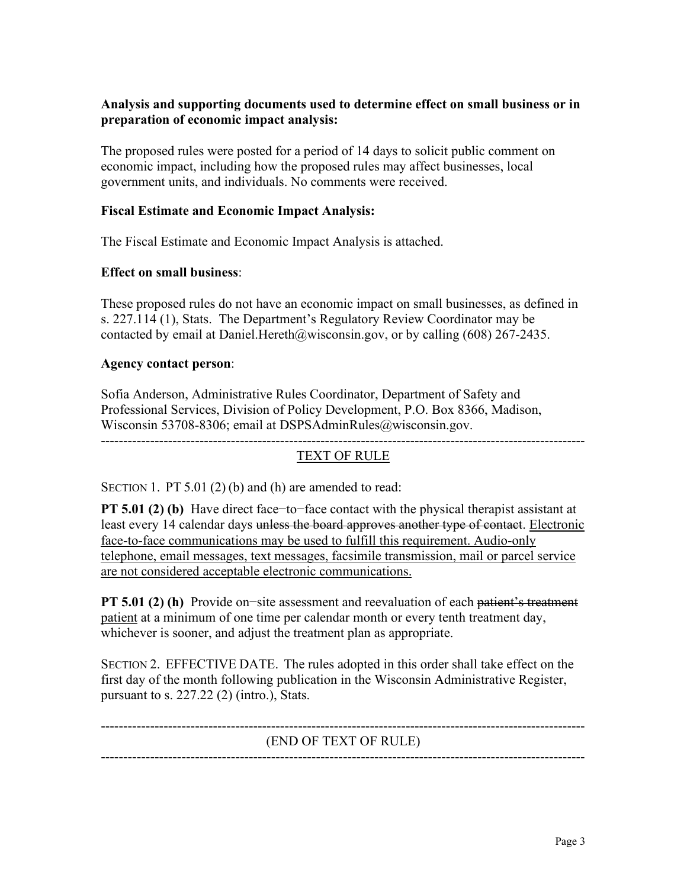**Analysis and supporting documents used to determine effect on small business or in preparation of economic impact analysis:**

The proposed rules were posted for a period of 14 days to solicit public comment on economic impact, including how the proposed rules may affect businesses, local government units, and individuals. No comments were received.

**Fiscal Estimate and Economic Impact Analysis:**

The Fiscal Estimate and Economic Impact Analysis is attached.

**Effect on small business**:

These proposed rules do not have an economic impact on small businesses, as defined in s. 227.114 (1), Stats. The Department's Regulatory Review Coordinator may be contacted by email at Daniel.Hereth@wisconsin.gov, or by calling (608) 267-2435.

**Agency contact person**:

Sofia Anderson, Administrative Rules Coordinator, Department of Safety and Professional Services, Division of Policy Development, P.O. Box 8366, Madison, Wisconsin 53708-8306; email at DSPSAdminRules@wisconsin.gov.

---

<u>TEXT OF RULE</u>

SECTION 1. PT 5.01 (2) (b) and (h) are amended to read:

**PT 5.01 (2) (b)** Have direct face−to−face contact with the physical therapist assistant at least every 14 calendar days ~~unless the board approves another type of contact~~. <u>Electronic face-to-face communications may be used to fulfill this requirement. Audio-only telephone, email messages, text messages, facsimile transmission, mail or parcel service are not considered acceptable electronic communications.</u>

**PT 5.01 (2) (h)** Provide on−site assessment and reevaluation of each ~~patient's treatment~~ <u>patient</u> at a minimum of one time per calendar month or every tenth treatment day, whichever is sooner, and adjust the treatment plan as appropriate.

SECTION 2. EFFECTIVE DATE. The rules adopted in this order shall take effect on the first day of the month following publication in the Wisconsin Administrative Register, pursuant to s. 227.22 (2) (intro.), Stats.

---

(END OF TEXT OF RULE)

---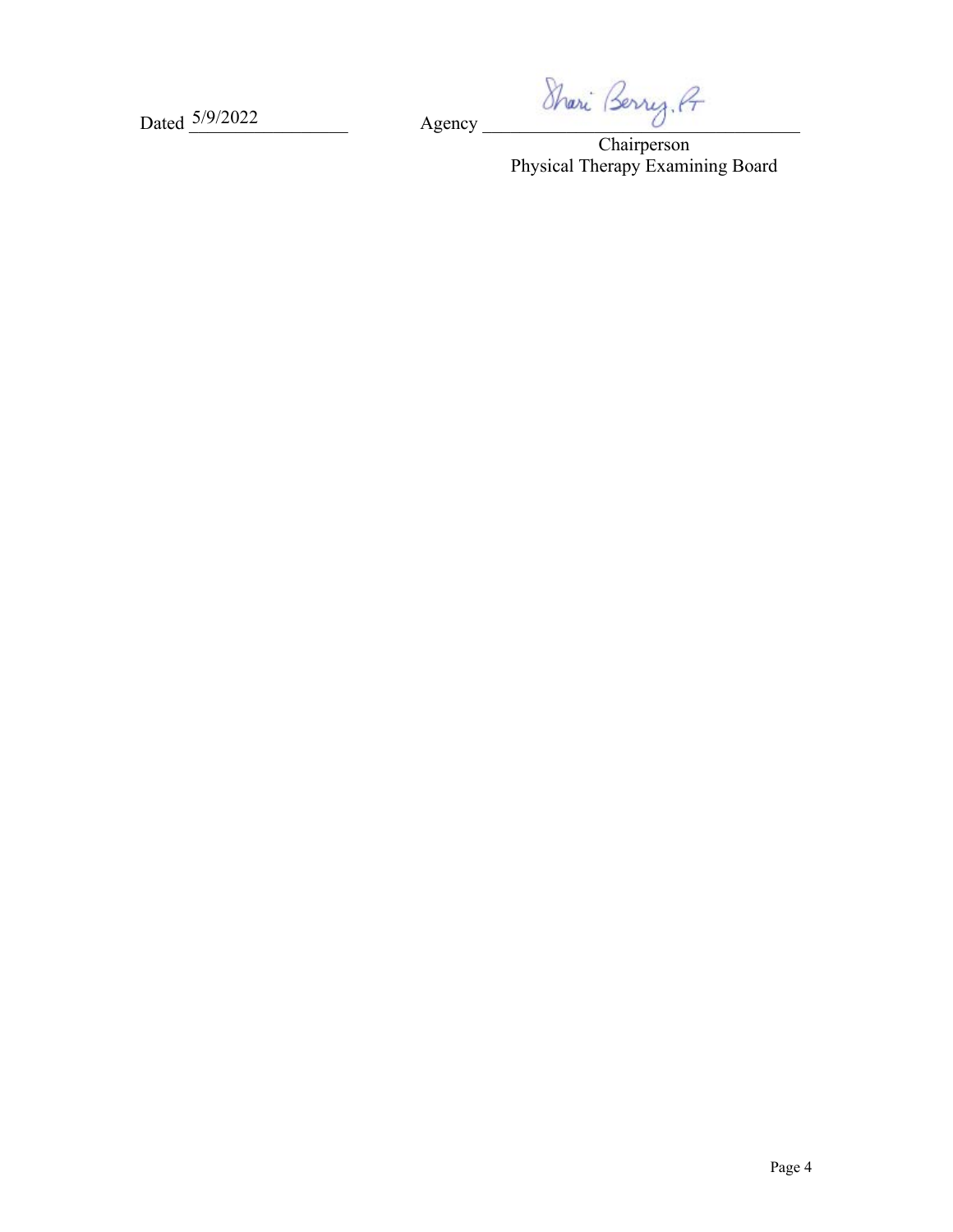Dated 5/9/2022 Agency Shari Berry, PT

Chairperson
Physical Therapy Examining Board